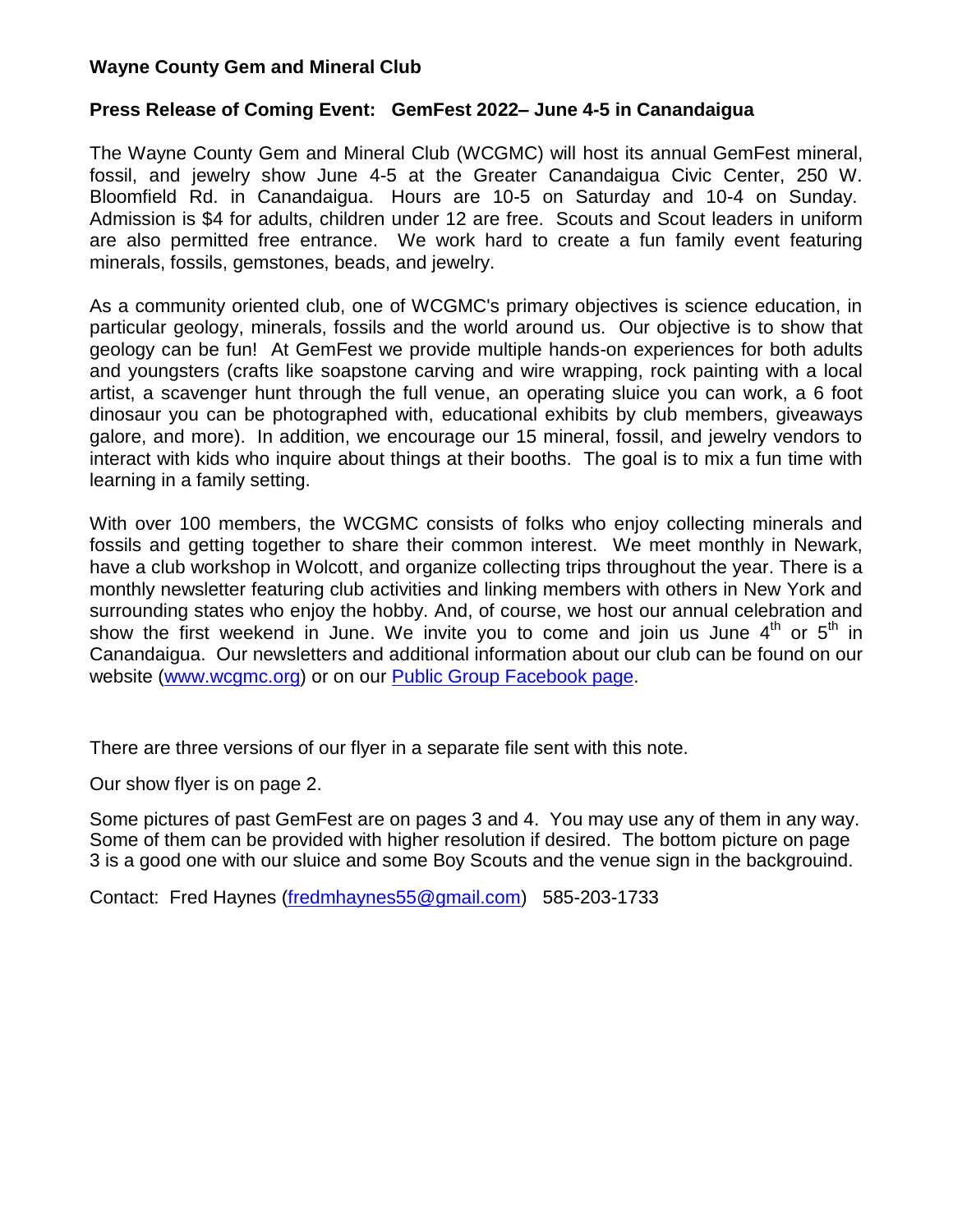**Wayne County Gem and Mineral Club**

**Press Release of Coming Event: GemFest 2022– June 4-5 in Canandaigua**

The Wayne County Gem and Mineral Club (WCGMC) will host its annual GemFest mineral, fossil, and jewelry show June 4-5 at the Greater Canandaigua Civic Center, 250 W. Bloomfield Rd. in Canandaigua. Hours are 10-5 on Saturday and 10-4 on Sunday. Admission is $4 for adults, children under 12 are free. Scouts and Scout leaders in uniform are also permitted free entrance. We work hard to create a fun family event featuring minerals, fossils, gemstones, beads, and jewelry.

As a community oriented club, one of WCGMC's primary objectives is science education, in particular geology, minerals, fossils and the world around us. Our objective is to show that geology can be fun! At GemFest we provide multiple hands-on experiences for both adults and youngsters (crafts like soapstone carving and wire wrapping, rock painting with a local artist, a scavenger hunt through the full venue, an operating sluice you can work, a 6 foot dinosaur you can be photographed with, educational exhibits by club members, giveaways galore, and more). In addition, we encourage our 15 mineral, fossil, and jewelry vendors to interact with kids who inquire about things at their booths. The goal is to mix a fun time with learning in a family setting.

With over 100 members, the WCGMC consists of folks who enjoy collecting minerals and fossils and getting together to share their common interest. We meet monthly in Newark, have a club workshop in Wolcott, and organize collecting trips throughout the year. There is a monthly newsletter featuring club activities and linking members with others in New York and surrounding states who enjoy the hobby. And, of course, we host our annual celebration and show the first weekend in June. We invite you to come and join us June 4th or 5th in Canandaigua. Our newsletters and additional information about our club can be found on our website ([www.wcgmc.org](http://www.wcgmc.org)) or on our Public Group Facebook page.

There are three versions of our flyer in a separate file sent with this note.

Our show flyer is on page 2.

Some pictures of past GemFest are on pages 3 and 4. You may use any of them in any way. Some of them can be provided with higher resolution if desired. The bottom picture on page 3 is a good one with our sluice and some Boy Scouts and the venue sign in the backgrouind.

Contact: Fred Haynes (fredmhaynes55@gmail.com) 585-203-1733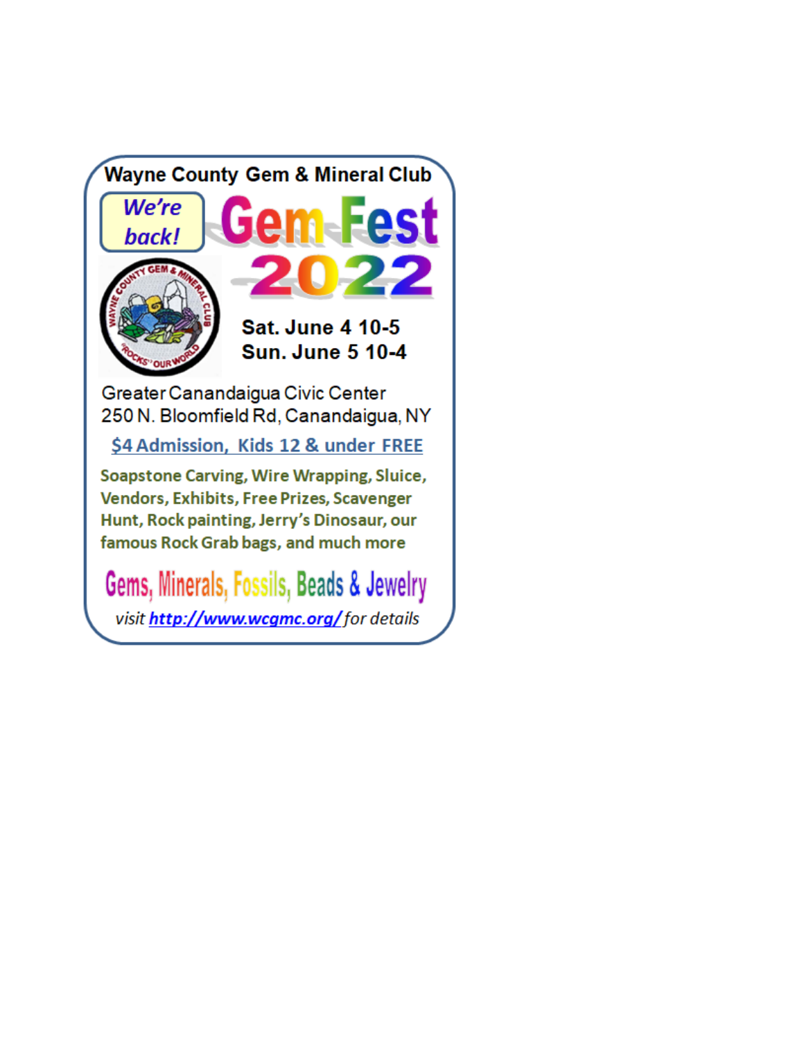## Wayne County Gem & Mineral Club

*We're back!*

# Gem Fest 2022

**Sat. June 4 10-5**
**Sun. June 5 10-4**

Greater Canandaigua Civic Center
250 N. Bloomfield Rd, Canandaigua, NY

**$4 Admission, Kids 12 & under FREE**

**Soapstone Carving, Wire Wrapping, Sluice, Vendors, Exhibits, Free Prizes, Scavenger Hunt, Rock painting, Jerry's Dinosaur, our famous Rock Grab bags, and much more**

**Gems, Minerals, Fossils, Beads & Jewelry**

*visit **http://www.wcgmc.org/** for details*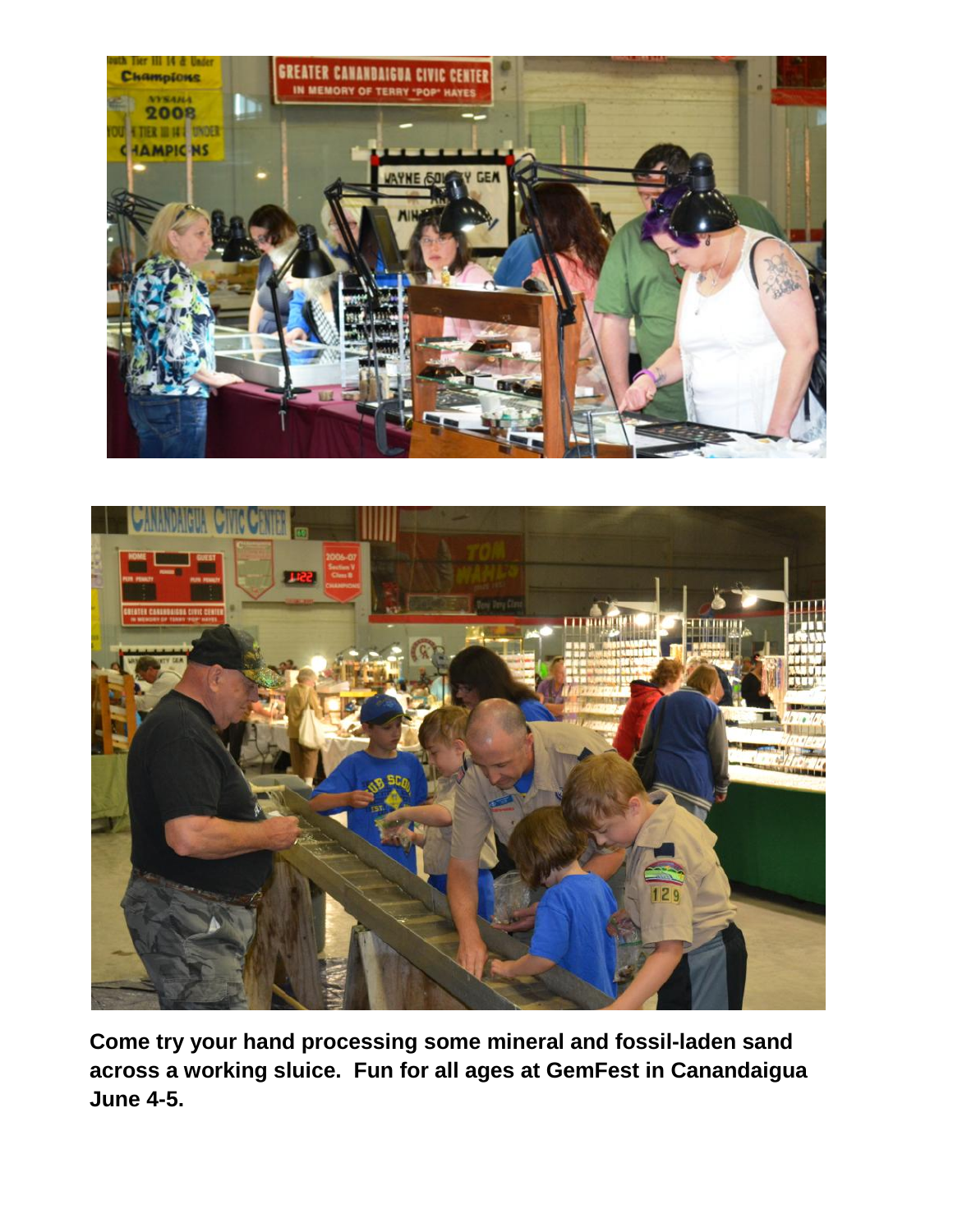**Come try your hand processing some mineral and fossil-laden sand across a working sluice. Fun for all ages at GemFest in Canandaigua June 4-5.**